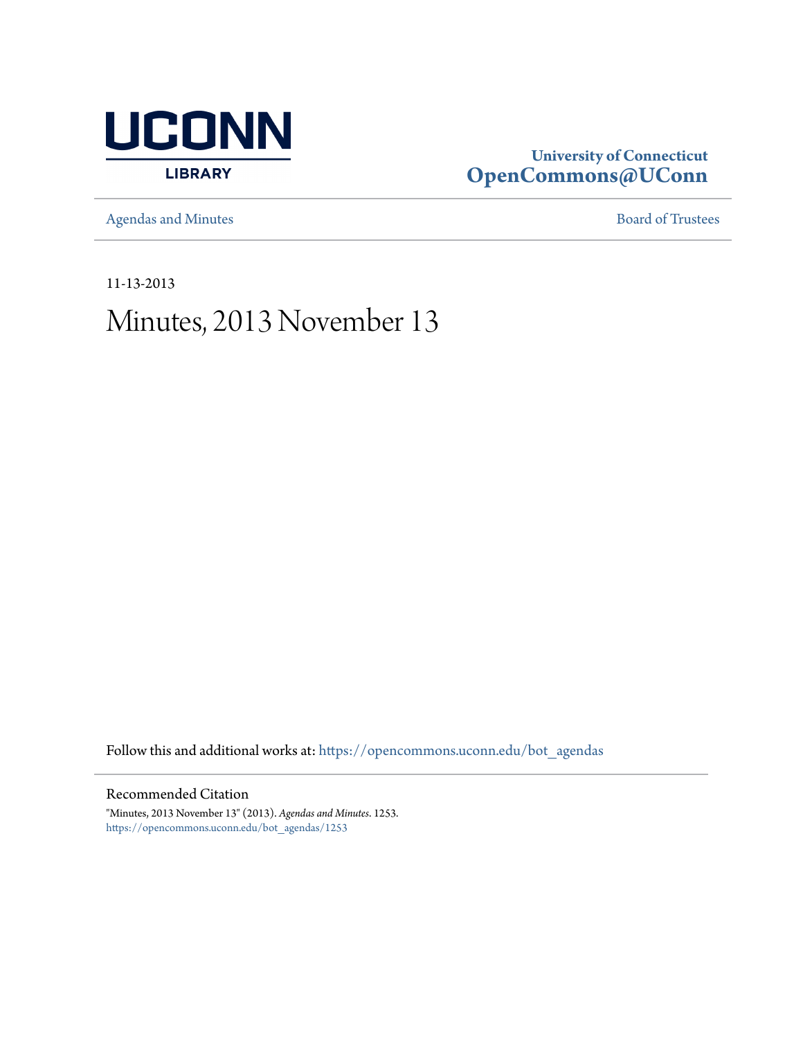UCONN LIBRARY

**University of Connecticut**
**OpenCommons@UConn**

Agendas and Minutes | Board of Trustees

11-13-2013

# Minutes, 2013 November 13

Follow this and additional works at: https://opencommons.uconn.edu/bot_agendas

## Recommended Citation

"Minutes, 2013 November 13" (2013). *Agendas and Minutes*. 1253.
https://opencommons.uconn.edu/bot_agendas/1253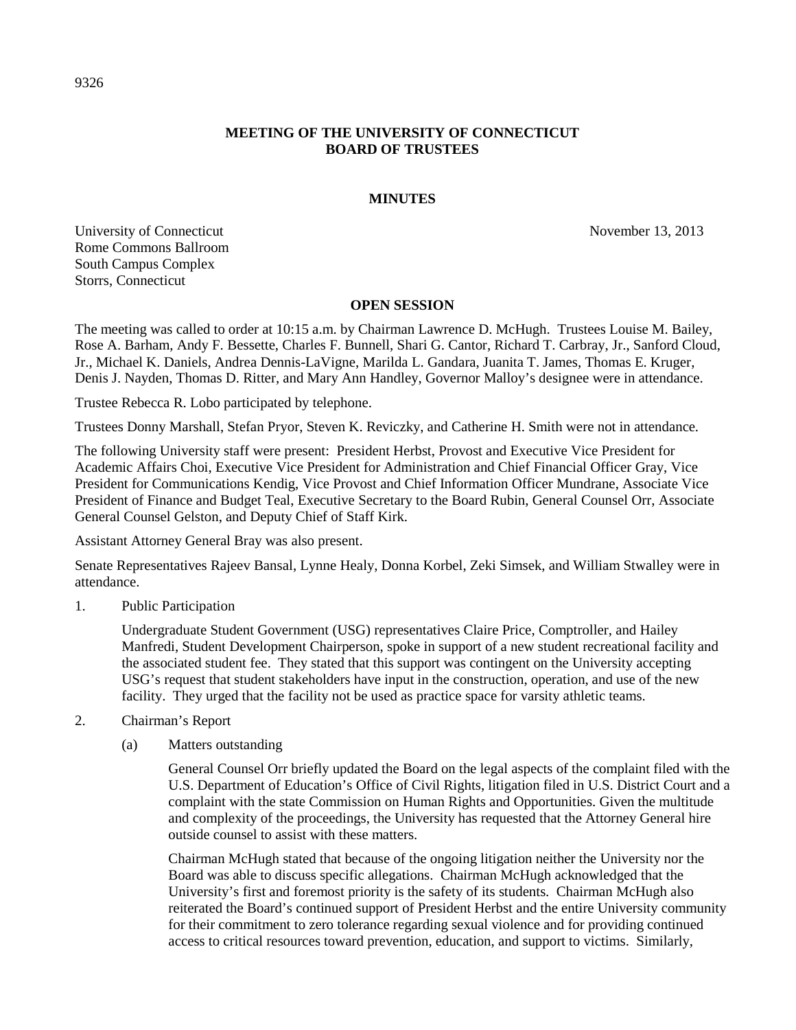**MEETING OF THE UNIVERSITY OF CONNECTICUT BOARD OF TRUSTEES**

**MINUTES**

University of Connecticut
Rome Commons Ballroom
South Campus Complex
Storrs, Connecticut

November 13, 2013

**OPEN SESSION**

The meeting was called to order at 10:15 a.m. by Chairman Lawrence D. McHugh. Trustees Louise M. Bailey, Rose A. Barham, Andy F. Bessette, Charles F. Bunnell, Shari G. Cantor, Richard T. Carbray, Jr., Sanford Cloud, Jr., Michael K. Daniels, Andrea Dennis-LaVigne, Marilda L. Gandara, Juanita T. James, Thomas E. Kruger, Denis J. Nayden, Thomas D. Ritter, and Mary Ann Handley, Governor Malloy's designee were in attendance.

Trustee Rebecca R. Lobo participated by telephone.

Trustees Donny Marshall, Stefan Pryor, Steven K. Reviczky, and Catherine H. Smith were not in attendance.

The following University staff were present: President Herbst, Provost and Executive Vice President for Academic Affairs Choi, Executive Vice President for Administration and Chief Financial Officer Gray, Vice President for Communications Kendig, Vice Provost and Chief Information Officer Mundrane, Associate Vice President of Finance and Budget Teal, Executive Secretary to the Board Rubin, General Counsel Orr, Associate General Counsel Gelston, and Deputy Chief of Staff Kirk.

Assistant Attorney General Bray was also present.

Senate Representatives Rajeev Bansal, Lynne Healy, Donna Korbel, Zeki Simsek, and William Stwalley were in attendance.

1. Public Participation

   Undergraduate Student Government (USG) representatives Claire Price, Comptroller, and Hailey Manfredi, Student Development Chairperson, spoke in support of a new student recreational facility and the associated student fee. They stated that this support was contingent on the University accepting USG's request that student stakeholders have input in the construction, operation, and use of the new facility. They urged that the facility not be used as practice space for varsity athletic teams.

2. Chairman's Report

   (a) Matters outstanding

   General Counsel Orr briefly updated the Board on the legal aspects of the complaint filed with the U.S. Department of Education's Office of Civil Rights, litigation filed in U.S. District Court and a complaint with the state Commission on Human Rights and Opportunities. Given the multitude and complexity of the proceedings, the University has requested that the Attorney General hire outside counsel to assist with these matters.

   Chairman McHugh stated that because of the ongoing litigation neither the University nor the Board was able to discuss specific allegations. Chairman McHugh acknowledged that the University's first and foremost priority is the safety of its students. Chairman McHugh also reiterated the Board's continued support of President Herbst and the entire University community for their commitment to zero tolerance regarding sexual violence and for providing continued access to critical resources toward prevention, education, and support to victims. Similarly,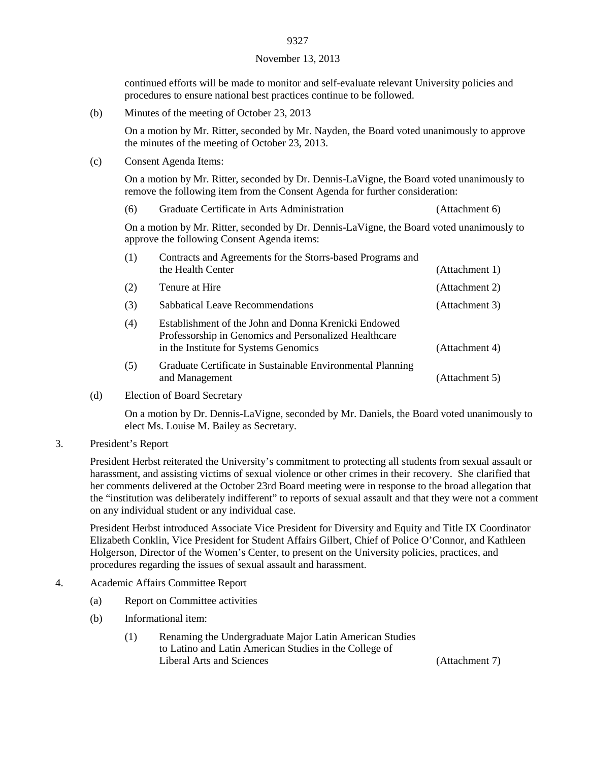continued efforts will be made to monitor and self-evaluate relevant University policies and procedures to ensure national best practices continue to be followed.

(b) Minutes of the meeting of October 23, 2013

On a motion by Mr. Ritter, seconded by Mr. Nayden, the Board voted unanimously to approve the minutes of the meeting of October 23, 2013.

(c) Consent Agenda Items:

On a motion by Mr. Ritter, seconded by Dr. Dennis-LaVigne, the Board voted unanimously to remove the following item from the Consent Agenda for further consideration:

| | | |
|---|---|---|
| (6) | Graduate Certificate in Arts Administration | (Attachment 6) |

On a motion by Mr. Ritter, seconded by Dr. Dennis-LaVigne, the Board voted unanimously to approve the following Consent Agenda items:

| | | |
|---|---|---|
| (1) | Contracts and Agreements for the Storrs-based Programs and the Health Center | (Attachment 1) |
| (2) | Tenure at Hire | (Attachment 2) |
| (3) | Sabbatical Leave Recommendations | (Attachment 3) |
| (4) | Establishment of the John and Donna Krenicki Endowed Professorship in Genomics and Personalized Healthcare in the Institute for Systems Genomics | (Attachment 4) |
| (5) | Graduate Certificate in Sustainable Environmental Planning and Management | (Attachment 5) |

(d) Election of Board Secretary

On a motion by Dr. Dennis-LaVigne, seconded by Mr. Daniels, the Board voted unanimously to elect Ms. Louise M. Bailey as Secretary.

3. President's Report

President Herbst reiterated the University's commitment to protecting all students from sexual assault or harassment, and assisting victims of sexual violence or other crimes in their recovery. She clarified that her comments delivered at the October 23rd Board meeting were in response to the broad allegation that the "institution was deliberately indifferent" to reports of sexual assault and that they were not a comment on any individual student or any individual case.

President Herbst introduced Associate Vice President for Diversity and Equity and Title IX Coordinator Elizabeth Conklin, Vice President for Student Affairs Gilbert, Chief of Police O'Connor, and Kathleen Holgerson, Director of the Women's Center, to present on the University policies, practices, and procedures regarding the issues of sexual assault and harassment.

4. Academic Affairs Committee Report

(a) Report on Committee activities

(b) Informational item:

| | | |
|---|---|---|
| (1) | Renaming the Undergraduate Major Latin American Studies to Latino and Latin American Studies in the College of Liberal Arts and Sciences | (Attachment 7) |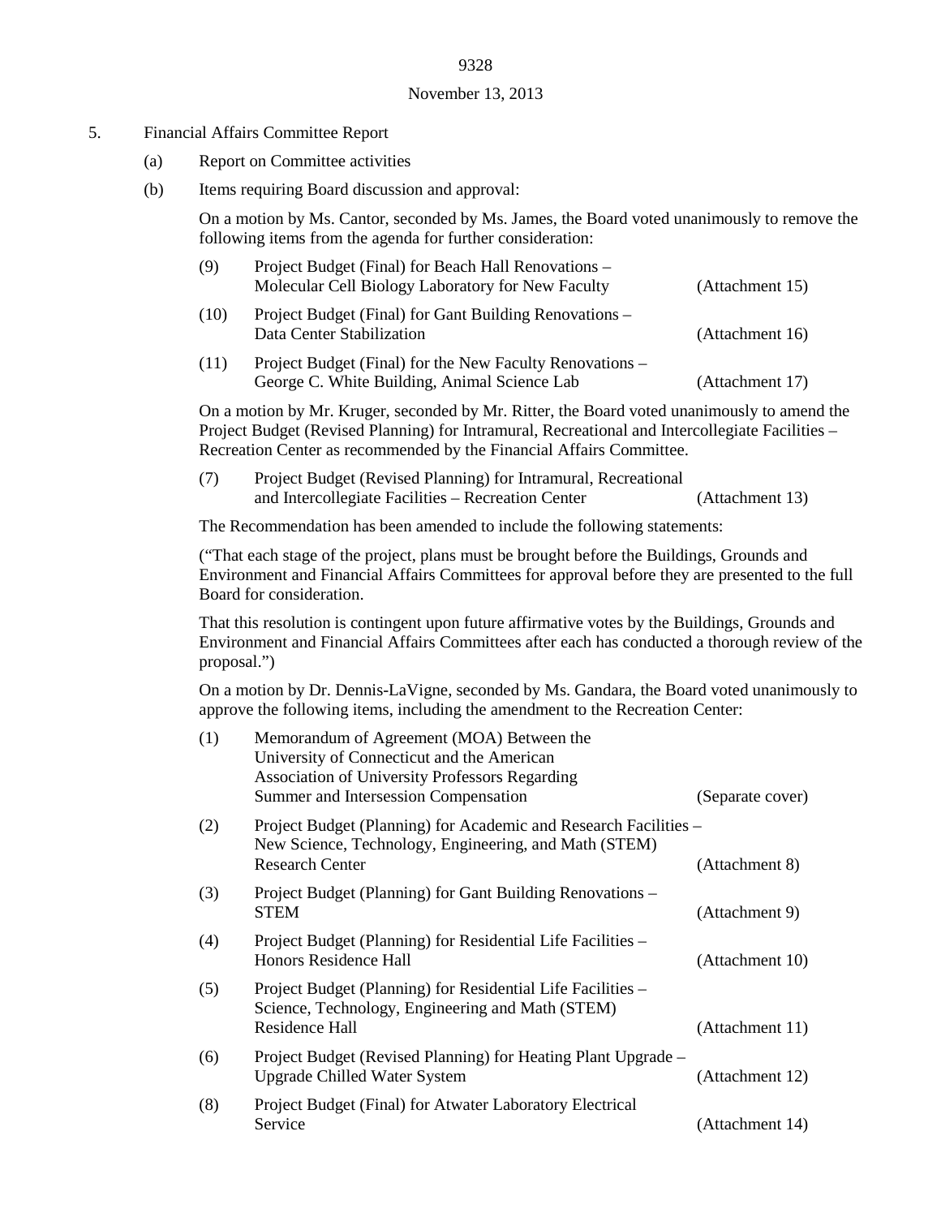November 13, 2013

5. Financial Affairs Committee Report

   (a) Report on Committee activities

   (b) Items requiring Board discussion and approval:

   On a motion by Ms. Cantor, seconded by Ms. James, the Board voted unanimously to remove the following items from the agenda for further consideration:

   | | | |
   |---|---|---|
   | (9) | Project Budget (Final) for Beach Hall Renovations – Molecular Cell Biology Laboratory for New Faculty | (Attachment 15) |
   | (10) | Project Budget (Final) for Gant Building Renovations – Data Center Stabilization | (Attachment 16) |
   | (11) | Project Budget (Final) for the New Faculty Renovations – George C. White Building, Animal Science Lab | (Attachment 17) |

   On a motion by Mr. Kruger, seconded by Mr. Ritter, the Board voted unanimously to amend the Project Budget (Revised Planning) for Intramural, Recreational and Intercollegiate Facilities – Recreation Center as recommended by the Financial Affairs Committee.

   | | | |
   |---|---|---|
   | (7) | Project Budget (Revised Planning) for Intramural, Recreational and Intercollegiate Facilities – Recreation Center | (Attachment 13) |

   The Recommendation has been amended to include the following statements:

   ("That each stage of the project, plans must be brought before the Buildings, Grounds and Environment and Financial Affairs Committees for approval before they are presented to the full Board for consideration.

   That this resolution is contingent upon future affirmative votes by the Buildings, Grounds and Environment and Financial Affairs Committees after each has conducted a thorough review of the proposal.")

   On a motion by Dr. Dennis-LaVigne, seconded by Ms. Gandara, the Board voted unanimously to approve the following items, including the amendment to the Recreation Center:

   | | | |
   |---|---|---|
   | (1) | Memorandum of Agreement (MOA) Between the University of Connecticut and the American Association of University Professors Regarding Summer and Intersession Compensation | (Separate cover) |
   | (2) | Project Budget (Planning) for Academic and Research Facilities – New Science, Technology, Engineering, and Math (STEM) Research Center | (Attachment 8) |
   | (3) | Project Budget (Planning) for Gant Building Renovations – STEM | (Attachment 9) |
   | (4) | Project Budget (Planning) for Residential Life Facilities – Honors Residence Hall | (Attachment 10) |
   | (5) | Project Budget (Planning) for Residential Life Facilities – Science, Technology, Engineering and Math (STEM) Residence Hall | (Attachment 11) |
   | (6) | Project Budget (Revised Planning) for Heating Plant Upgrade – Upgrade Chilled Water System | (Attachment 12) |
   | (8) | Project Budget (Final) for Atwater Laboratory Electrical Service | (Attachment 14) |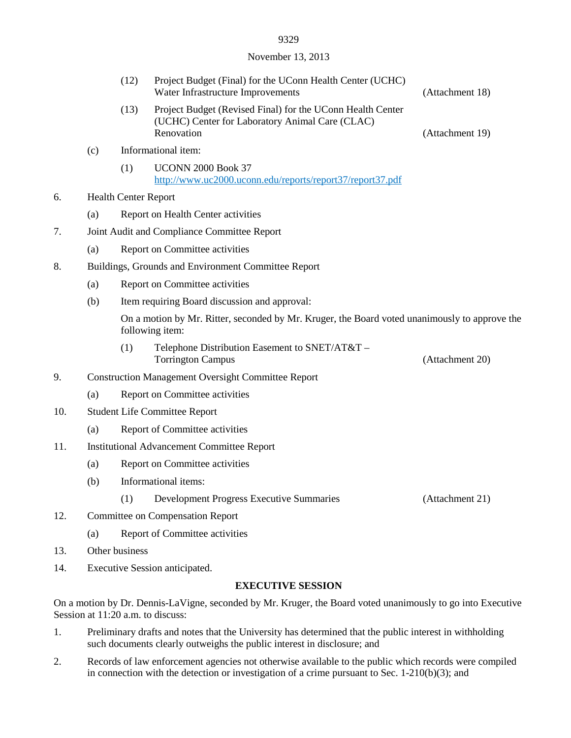(12) Project Budget (Final) for the UConn Health Center (UCHC) Water Infrastructure Improvements (Attachment 18)

(13) Project Budget (Revised Final) for the UConn Health Center (UCHC) Center for Laboratory Animal Care (CLAC) Renovation (Attachment 19)

(c) Informational item:

(1) UCONN 2000 Book 37
http://www.uc2000.uconn.edu/reports/report37/report37.pdf

6. Health Center Report

(a) Report on Health Center activities

7. Joint Audit and Compliance Committee Report

(a) Report on Committee activities

8. Buildings, Grounds and Environment Committee Report

(a) Report on Committee activities

(b) Item requiring Board discussion and approval:

On a motion by Mr. Ritter, seconded by Mr. Kruger, the Board voted unanimously to approve the following item:

(1) Telephone Distribution Easement to SNET/AT&T – Torrington Campus (Attachment 20)

9. Construction Management Oversight Committee Report

(a) Report on Committee activities

10. Student Life Committee Report

(a) Report of Committee activities

11. Institutional Advancement Committee Report

(a) Report on Committee activities

(b) Informational items:

(1) Development Progress Executive Summaries (Attachment 21)

12. Committee on Compensation Report

(a) Report of Committee activities

13. Other business

14. Executive Session anticipated.

**EXECUTIVE SESSION**

On a motion by Dr. Dennis-LaVigne, seconded by Mr. Kruger, the Board voted unanimously to go into Executive Session at 11:20 a.m. to discuss:

1. Preliminary drafts and notes that the University has determined that the public interest in withholding such documents clearly outweighs the public interest in disclosure; and

2. Records of law enforcement agencies not otherwise available to the public which records were compiled in connection with the detection or investigation of a crime pursuant to Sec. 1-210(b)(3); and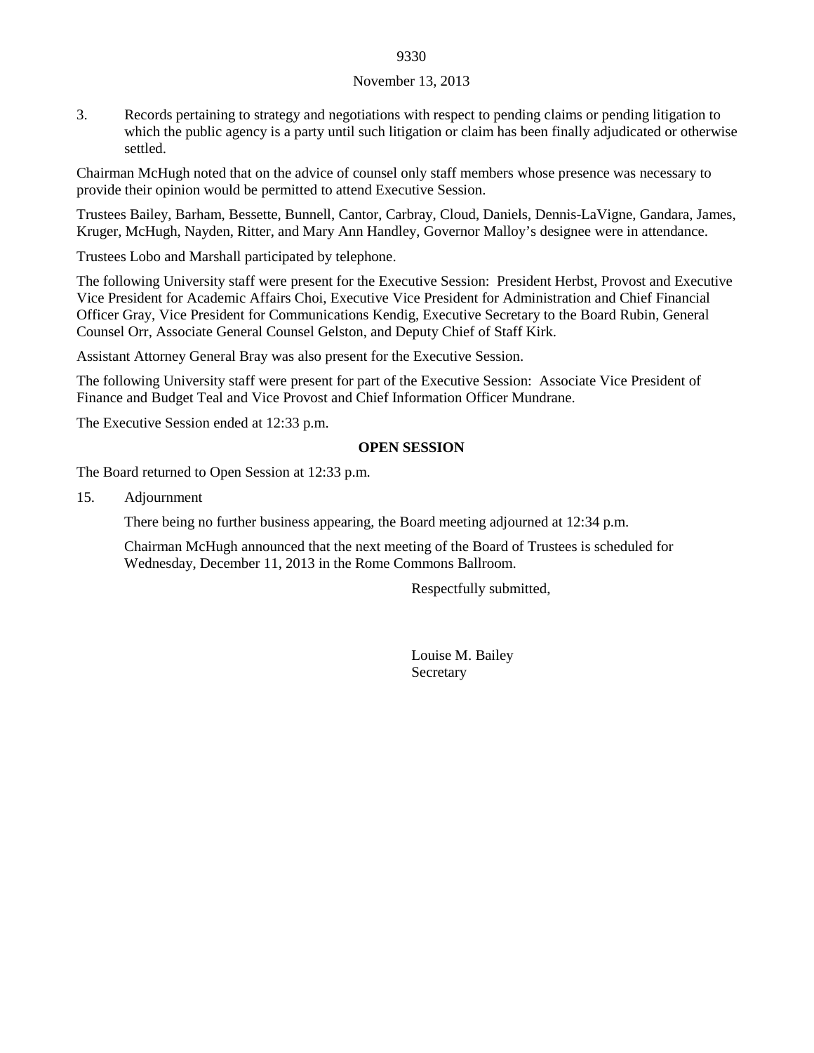November 13, 2013

3. Records pertaining to strategy and negotiations with respect to pending claims or pending litigation to which the public agency is a party until such litigation or claim has been finally adjudicated or otherwise settled.

Chairman McHugh noted that on the advice of counsel only staff members whose presence was necessary to provide their opinion would be permitted to attend Executive Session.

Trustees Bailey, Barham, Bessette, Bunnell, Cantor, Carbray, Cloud, Daniels, Dennis-LaVigne, Gandara, James, Kruger, McHugh, Nayden, Ritter, and Mary Ann Handley, Governor Malloy's designee were in attendance.

Trustees Lobo and Marshall participated by telephone.

The following University staff were present for the Executive Session: President Herbst, Provost and Executive Vice President for Academic Affairs Choi, Executive Vice President for Administration and Chief Financial Officer Gray, Vice President for Communications Kendig, Executive Secretary to the Board Rubin, General Counsel Orr, Associate General Counsel Gelston, and Deputy Chief of Staff Kirk.

Assistant Attorney General Bray was also present for the Executive Session.

The following University staff were present for part of the Executive Session: Associate Vice President of Finance and Budget Teal and Vice Provost and Chief Information Officer Mundrane.

The Executive Session ended at 12:33 p.m.

## OPEN SESSION

The Board returned to Open Session at 12:33 p.m.

15. Adjournment

    There being no further business appearing, the Board meeting adjourned at 12:34 p.m.

    Chairman McHugh announced that the next meeting of the Board of Trustees is scheduled for Wednesday, December 11, 2013 in the Rome Commons Ballroom.

Respectfully submitted,

Louise M. Bailey
Secretary